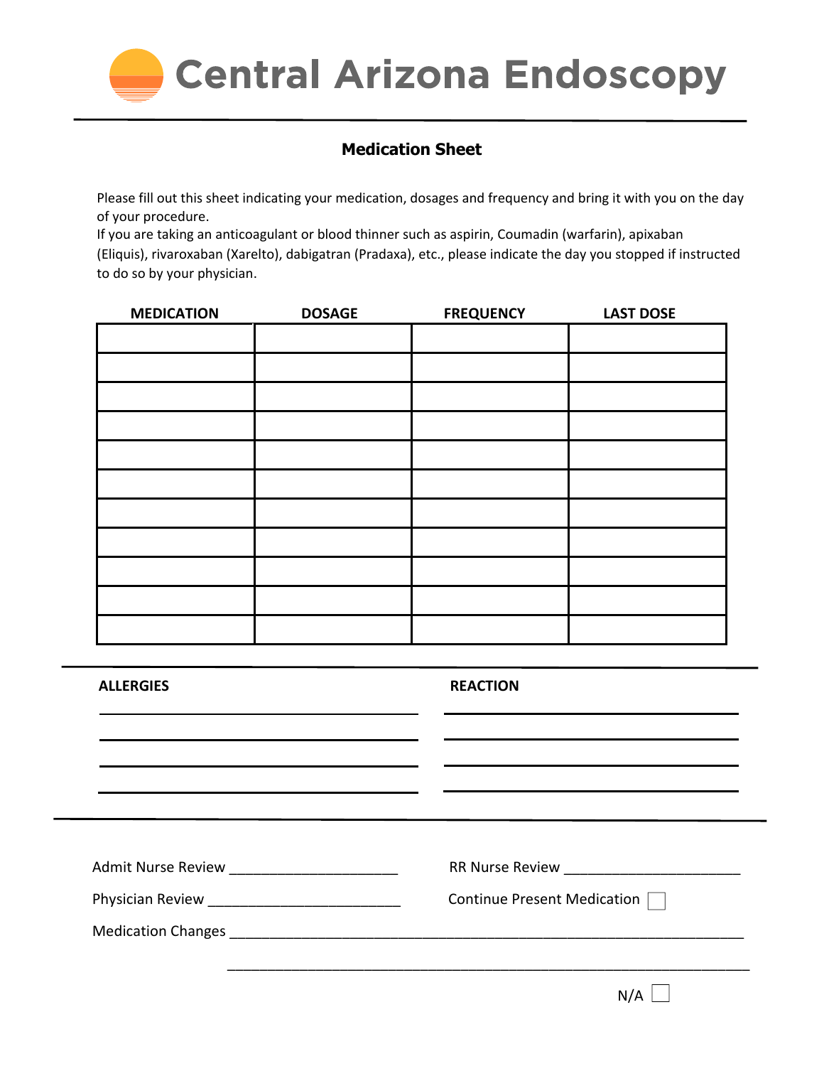# Central Arizona Endoscopy

## Medication Sheet

Please fill out this sheet indicating your medication, dosages and frequency and bring it with you on the day of your procedure.

If you are taking an anticoagulant or blood thinner such as aspirin, Coumadin (warfarin), apixaban (Eliquis), rivaroxaban (Xarelto), dabigatran (Pradaxa), etc., please indicate the day you stopped if instructed to do so by your physician.

| MEDICATION | DOSAGE | FREQUENCY | LAST DOSE |
|---|---|---|---|
| | | | |
| | | | |
| | | | |
| | | | |
| | | | |
| | | | |
| | | | |
| | | | |
| | | | |
| | | | |
| | | | |

| ALLERGIES | REACTION |
|---|---|
| | |
| | |
| | |
| | |

Admit Nurse Review ____________________ RR Nurse Review ____________________

Physician Review ____________________ Continue Present Medication ☐

Medication Changes ______________________________________________________________

______________________________________________________________

N/A ☐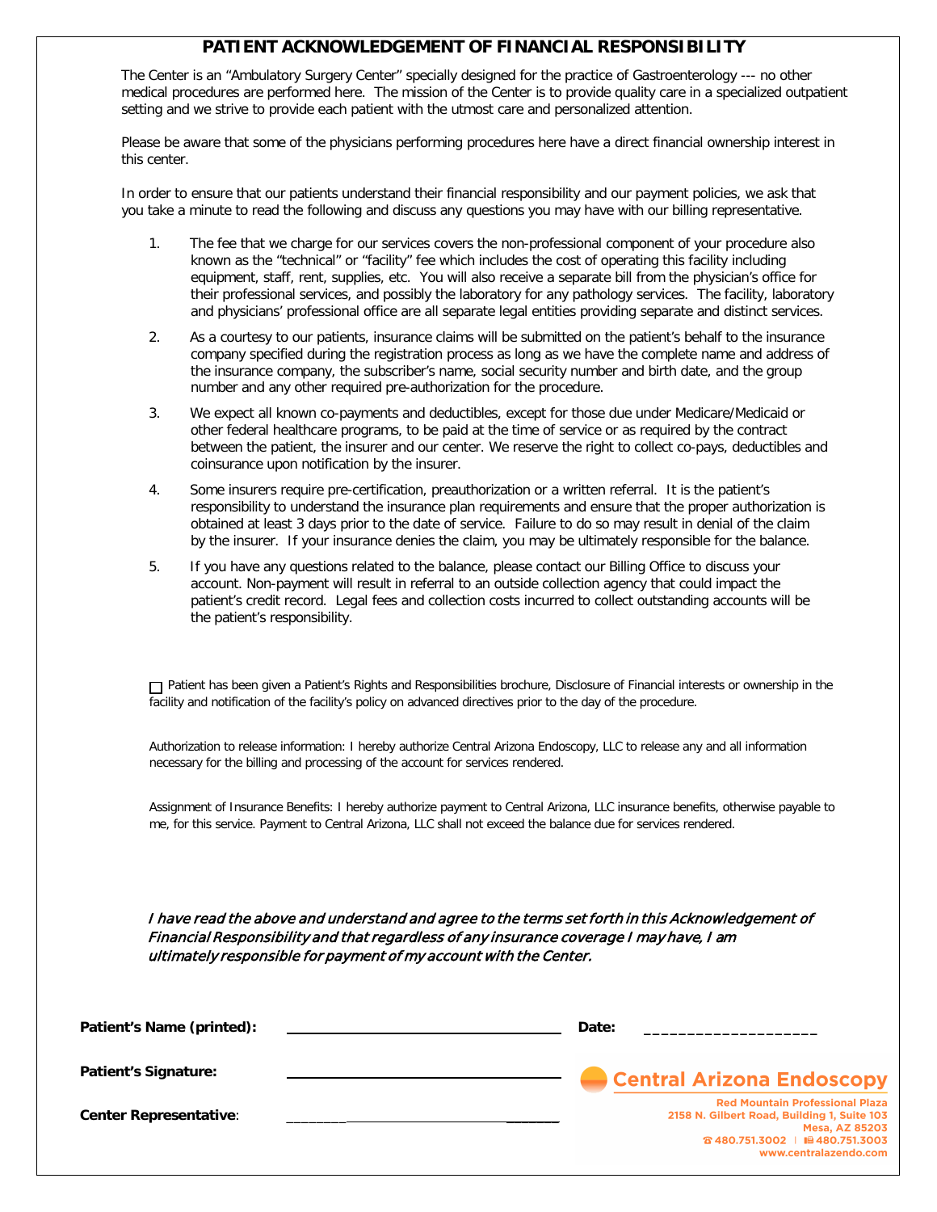# PATIENT ACKNOWLEDGEMENT OF FINANCIAL RESPONSIBILITY

The Center is an "Ambulatory Surgery Center" specially designed for the practice of Gastroenterology --- no other medical procedures are performed here. The mission of the Center is to provide quality care in a specialized outpatient setting and we strive to provide each patient with the utmost care and personalized attention.

Please be aware that some of the physicians performing procedures here have a direct financial ownership interest in this center.

In order to ensure that our patients understand their financial responsibility and our payment policies, we ask that you take a minute to read the following and discuss any questions you may have with our billing representative.

1. The fee that we charge for our services covers the non-professional component of your procedure also known as the "technical" or "facility" fee which includes the cost of operating this facility including equipment, staff, rent, supplies, etc. You will also receive a separate bill from the physician's office for their professional services, and possibly the laboratory for any pathology services. The facility, laboratory and physicians' professional office are all separate legal entities providing separate and distinct services.
2. As a courtesy to our patients, insurance claims will be submitted on the patient's behalf to the insurance company specified during the registration process as long as we have the complete name and address of the insurance company, the subscriber's name, social security number and birth date, and the group number and any other required pre-authorization for the procedure.
3. We expect all known co-payments and deductibles, except for those due under Medicare/Medicaid or other federal healthcare programs, to be paid at the time of service or as required by the contract between the patient, the insurer and our center. We reserve the right to collect co-pays, deductibles and coinsurance upon notification by the insurer.
4. Some insurers require pre-certification, preauthorization or a written referral. It is the patient's responsibility to understand the insurance plan requirements and ensure that the proper authorization is obtained at least 3 days prior to the date of service. Failure to do so may result in denial of the claim by the insurer. If your insurance denies the claim, you may be ultimately responsible for the balance.
5. If you have any questions related to the balance, please contact our Billing Office to discuss your account. Non-payment will result in referral to an outside collection agency that could impact the patient's credit record. Legal fees and collection costs incurred to collect outstanding accounts will be the patient's responsibility.

☐ Patient has been given a Patient's Rights and Responsibilities brochure, Disclosure of Financial interests or ownership in the facility and notification of the facility's policy on advanced directives prior to the day of the procedure.

Authorization to release information: I hereby authorize Central Arizona Endoscopy, LLC to release any and all information necessary for the billing and processing of the account for services rendered.

Assignment of Insurance Benefits: I hereby authorize payment to Central Arizona, LLC insurance benefits, otherwise payable to me, for this service. Payment to Central Arizona, LLC shall not exceed the balance due for services rendered.

*I have read the above and understand and agree to the terms set forth in this Acknowledgement of Financial Responsibility and that regardless of any insurance coverage I may have, I am ultimately responsible for payment of my account with the Center.*

**Patient's Name (printed):** ______________________________ **Date:** ____________________

**Patient's Signature:** ______________________________

**Center Representative**: ______________________________

**Central Arizona Endoscopy**

Red Mountain Professional Plaza
2158 N. Gilbert Road, Building 1, Suite 103
Mesa, AZ 85203
☎ 480.751.3002 | 480.751.3003
www.centralazendo.com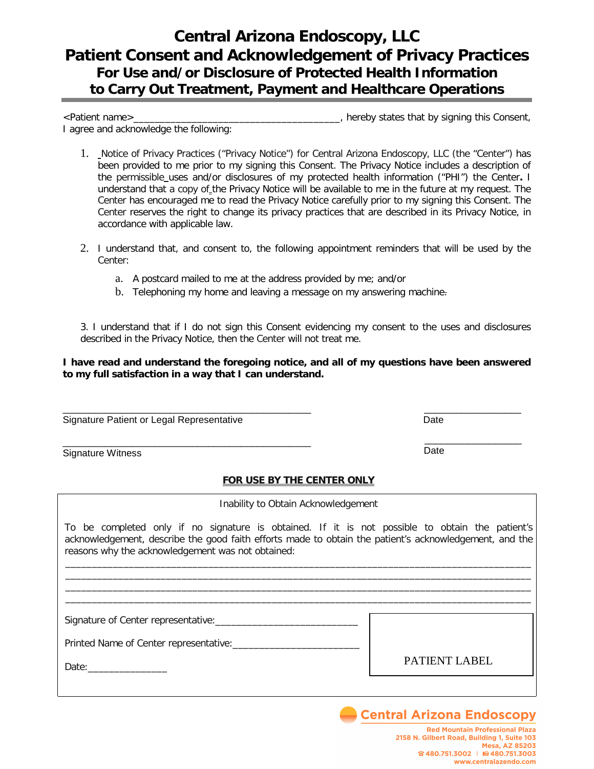# Central Arizona Endoscopy, LLC
# Patient Consent and Acknowledgement of Privacy Practices
## For Use and/or Disclosure of Protected Health Information to Carry Out Treatment, Payment and Healthcare Operations

<Patient name>_______________________________________, hereby states that by signing this Consent, I agree and acknowledge the following:

1. Notice of Privacy Practices ("Privacy Notice") for Central Arizona Endoscopy, LLC (the "Center") has been provided to me prior to my signing this Consent. The Privacy Notice includes a description of the permissible uses and/or disclosures of my protected health information ("PHI") the Center. I understand that a copy of the Privacy Notice will be available to me in the future at my request. The Center has encouraged me to read the Privacy Notice carefully prior to my signing this Consent. The Center reserves the right to change its privacy practices that are described in its Privacy Notice, in accordance with applicable law.

2. I understand that, and consent to, the following appointment reminders that will be used by the Center:
   a. A postcard mailed to me at the address provided by me; and/or
   b. Telephoning my home and leaving a message on my answering machine.

3. I understand that if I do not sign this Consent evidencing my consent to the uses and disclosures described in the Privacy Notice, then the Center will not treat me.

**I have read and understand the foregoing notice, and all of my questions have been answered to my full satisfaction in a way that I can understand.**

_______________________________________________ ___________________
Signature Patient or Legal Representative Date

_______________________________________________ ___________________
Signature Witness Date

**<u>FOR USE BY THE CENTER ONLY</u>**

Inability to Obtain Acknowledgement

To be completed only if no signature is obtained. If it is not possible to obtain the patient's acknowledgement, describe the good faith efforts made to obtain the patient's acknowledgement, and the reasons why the acknowledgement was not obtained:

__________________________________________________________________________________________
__________________________________________________________________________________________
__________________________________________________________________________________________
__________________________________________________________________________________________

Signature of Center representative:___________________________

Printed Name of Center representative:________________________

Date:_______________

PATIENT LABEL

Central Arizona Endoscopy

Red Mountain Professional Plaza
2158 N. Gilbert Road, Building 1, Suite 103
Mesa, AZ 85203
☎ 480.751.3002 | 480.751.3003
www.centralazendo.com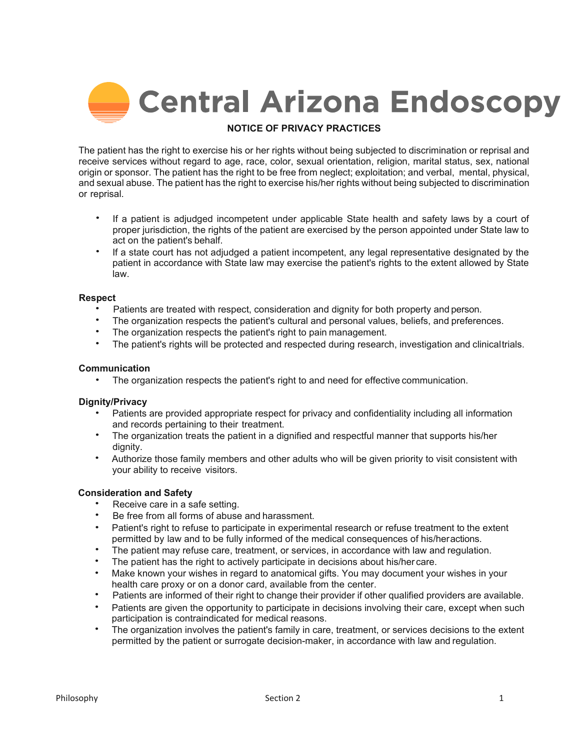# Central Arizona Endoscopy

## NOTICE OF PRIVACY PRACTICES

The patient has the right to exercise his or her rights without being subjected to discrimination or reprisal and receive services without regard to age, race, color, sexual orientation, religion, marital status, sex, national origin or sponsor. The patient has the right to be free from neglect; exploitation; and verbal, mental, physical, and sexual abuse. The patient has the right to exercise his/her rights without being subjected to discrimination or reprisal.

- If a patient is adjudged incompetent under applicable State health and safety laws by a court of proper jurisdiction, the rights of the patient are exercised by the person appointed under State law to act on the patient's behalf.
- If a state court has not adjudged a patient incompetent, any legal representative designated by the patient in accordance with State law may exercise the patient's rights to the extent allowed by State law.

**Respect**

- Patients are treated with respect, consideration and dignity for both property and person.
- The organization respects the patient's cultural and personal values, beliefs, and preferences.
- The organization respects the patient's right to pain management.
- The patient's rights will be protected and respected during research, investigation and clinical trials.

**Communication**

- The organization respects the patient's right to and need for effective communication.

**Dignity/Privacy**

- Patients are provided appropriate respect for privacy and confidentiality including all information and records pertaining to their treatment.
- The organization treats the patient in a dignified and respectful manner that supports his/her dignity.
- Authorize those family members and other adults who will be given priority to visit consistent with your ability to receive visitors.

**Consideration and Safety**

- Receive care in a safe setting.
- Be free from all forms of abuse and harassment.
- Patient's right to refuse to participate in experimental research or refuse treatment to the extent permitted by law and to be fully informed of the medical consequences of his/her actions.
- The patient may refuse care, treatment, or services, in accordance with law and regulation.
- The patient has the right to actively participate in decisions about his/her care.
- Make known your wishes in regard to anatomical gifts. You may document your wishes in your health care proxy or on a donor card, available from the center.
- Patients are informed of their right to change their provider if other qualified providers are available.
- Patients are given the opportunity to participate in decisions involving their care, except when such participation is contraindicated for medical reasons.
- The organization involves the patient's family in care, treatment, or services decisions to the extent permitted by the patient or surrogate decision-maker, in accordance with law and regulation.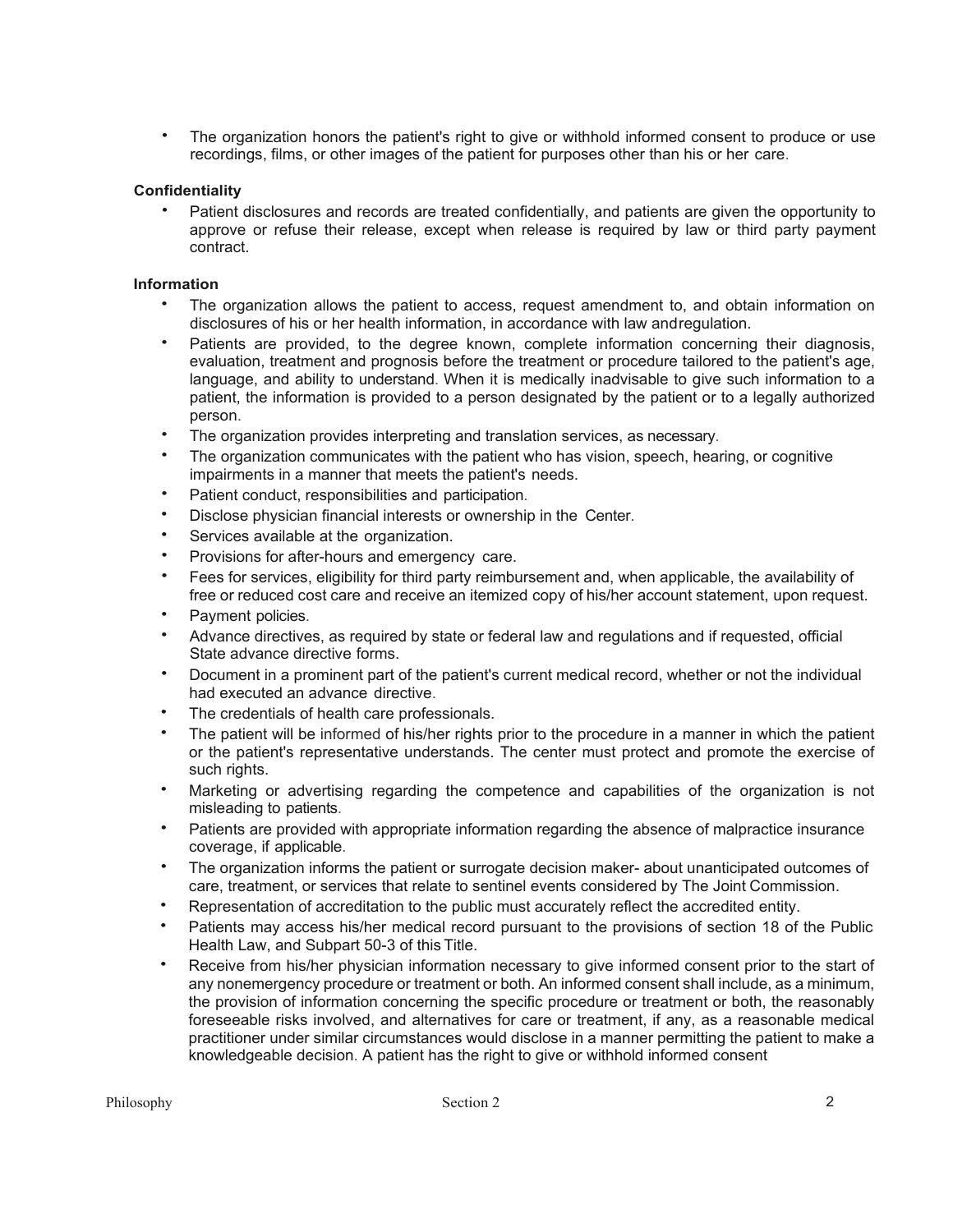- The organization honors the patient's right to give or withhold informed consent to produce or use recordings, films, or other images of the patient for purposes other than his or her care.

**Confidentiality**

- Patient disclosures and records are treated confidentially, and patients are given the opportunity to approve or refuse their release, except when release is required by law or third party payment contract.

**Information**

- The organization allows the patient to access, request amendment to, and obtain information on disclosures of his or her health information, in accordance with law andregulation.
- Patients are provided, to the degree known, complete information concerning their diagnosis, evaluation, treatment and prognosis before the treatment or procedure tailored to the patient's age, language, and ability to understand. When it is medically inadvisable to give such information to a patient, the information is provided to a person designated by the patient or to a legally authorized person.
- The organization provides interpreting and translation services, as necessary.
- The organization communicates with the patient who has vision, speech, hearing, or cognitive impairments in a manner that meets the patient's needs.
- Patient conduct, responsibilities and participation.
- Disclose physician financial interests or ownership in the Center.
- Services available at the organization.
- Provisions for after-hours and emergency care.
- Fees for services, eligibility for third party reimbursement and, when applicable, the availability of free or reduced cost care and receive an itemized copy of his/her account statement, upon request.
- Payment policies.
- Advance directives, as required by state or federal law and regulations and if requested, official State advance directive forms.
- Document in a prominent part of the patient's current medical record, whether or not the individual had executed an advance directive.
- The credentials of health care professionals.
- The patient will be informed of his/her rights prior to the procedure in a manner in which the patient or the patient's representative understands. The center must protect and promote the exercise of such rights.
- Marketing or advertising regarding the competence and capabilities of the organization is not misleading to patients.
- Patients are provided with appropriate information regarding the absence of malpractice insurance coverage, if applicable.
- The organization informs the patient or surrogate decision maker- about unanticipated outcomes of care, treatment, or services that relate to sentinel events considered by The Joint Commission.
- Representation of accreditation to the public must accurately reflect the accredited entity.
- Patients may access his/her medical record pursuant to the provisions of section 18 of the Public Health Law, and Subpart 50-3 of this Title.
- Receive from his/her physician information necessary to give informed consent prior to the start of any nonemergency procedure or treatment or both. An informed consent shall include, as a minimum, the provision of information concerning the specific procedure or treatment or both, the reasonably foreseeable risks involved, and alternatives for care or treatment, if any, as a reasonable medical practitioner under similar circumstances would disclose in a manner permitting the patient to make a knowledgeable decision. A patient has the right to give or withhold informed consent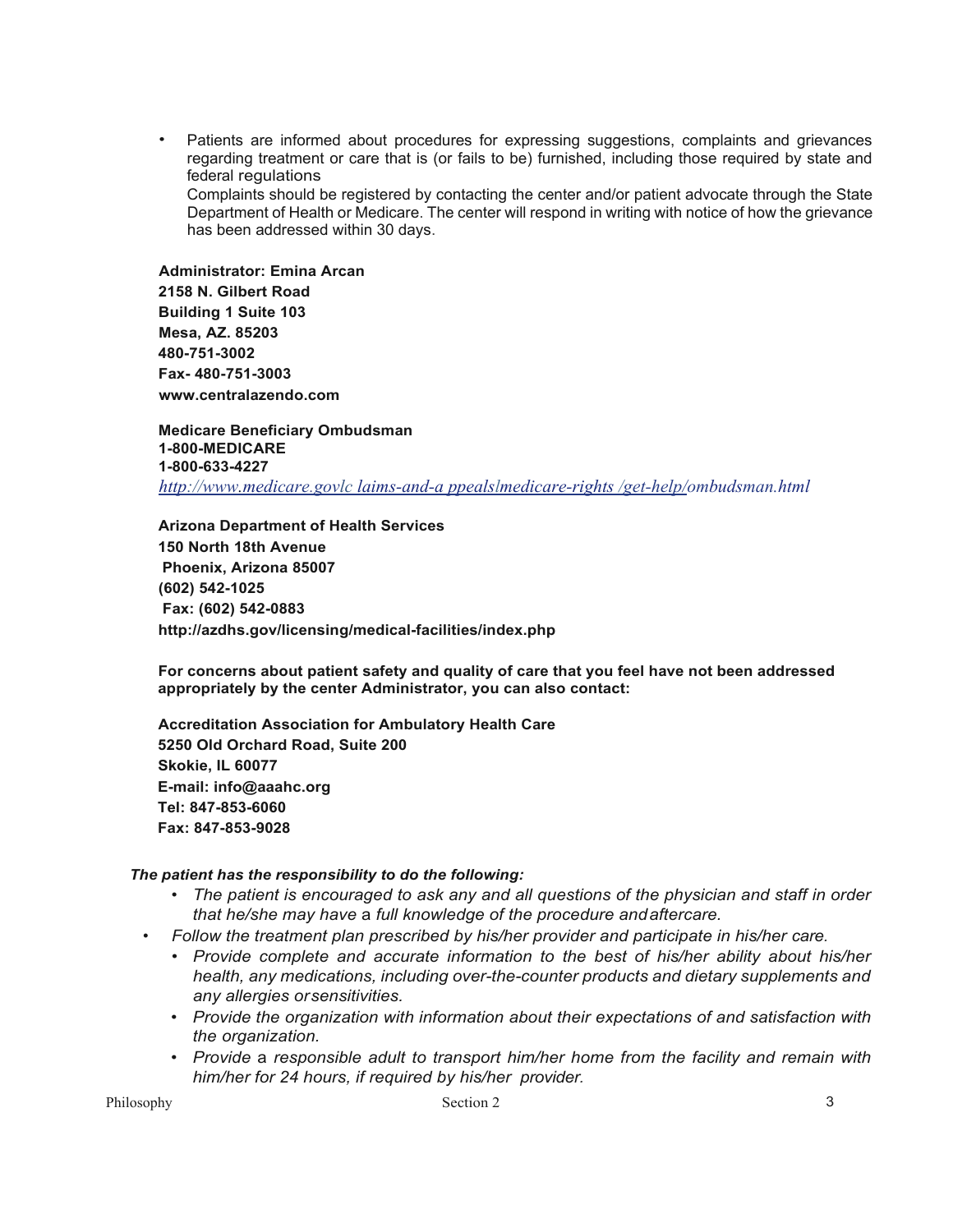- Patients are informed about procedures for expressing suggestions, complaints and grievances regarding treatment or care that is (or fails to be) furnished, including those required by state and federal regulations
  Complaints should be registered by contacting the center and/or patient advocate through the State Department of Health or Medicare. The center will respond in writing with notice of how the grievance has been addressed within 30 days.

**Administrator: Emina Arcan**
**2158 N. Gilbert Road**
**Building 1 Suite 103**
**Mesa, AZ. 85203**
**480-751-3002**
**Fax- 480-751-3003**
**www.centralazendo.com**

**Medicare Beneficiary Ombudsman**
**1-800-MEDICARE**
**1-800-633-4227**
*http://www.medicare.govlc laims-and-a ppealslmedicare-rights /get-help/ombudsman.html*

**Arizona Department of Health Services**
**150 North 18th Avenue**
**Phoenix, Arizona 85007**
**(602) 542-1025**
**Fax: (602) 542-0883**
**http://azdhs.gov/licensing/medical-facilities/index.php**

**For concerns about patient safety and quality of care that you feel have not been addressed appropriately by the center Administrator, you can also contact:**

**Accreditation Association for Ambulatory Health Care**
**5250 Old Orchard Road, Suite 200**
**Skokie, IL 60077**
**E-mail: info@aaahc.org**
**Tel: 847-853-6060**
**Fax: 847-853-9028**

***The patient has the responsibility to do the following:***

- *The patient is encouraged to ask any and all questions of the physician and staff in order that he/she may have a full knowledge of the procedure and aftercare.*
- *Follow the treatment plan prescribed by his/her provider and participate in his/her care.*
- *Provide complete and accurate information to the best of his/her ability about his/her health, any medications, including over-the-counter products and dietary supplements and any allergies or sensitivities.*
- *Provide the organization with information about their expectations of and satisfaction with the organization.*
- *Provide a responsible adult to transport him/her home from the facility and remain with him/her for 24 hours, if required by his/her provider.*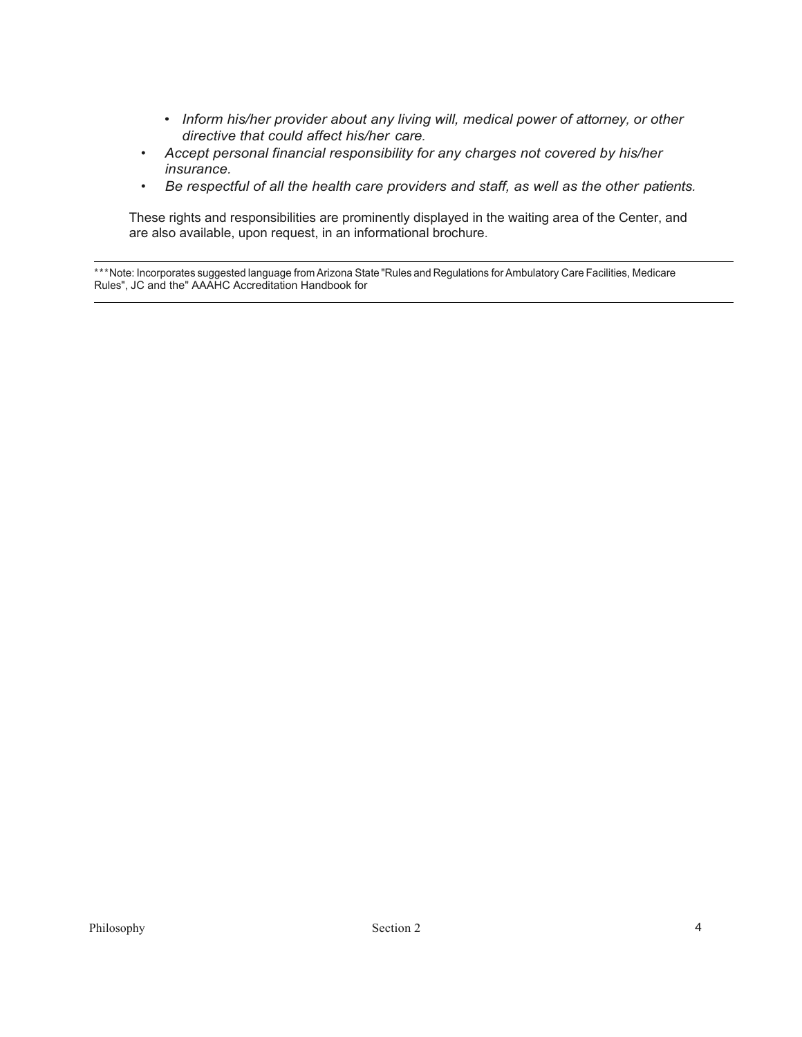- *Inform his/her provider about any living will, medical power of attorney, or other directive that could affect his/her care.*
- *Accept personal financial responsibility for any charges not covered by his/her insurance.*
- *Be respectful of all the health care providers and staff, as well as the other patients.*

These rights and responsibilities are prominently displayed in the waiting area of the Center, and are also available, upon request, in an informational brochure.

---

***Note: Incorporates suggested language from Arizona State "Rules and Regulations for Ambulatory Care Facilities, Medicare Rules", JC and the" AAAHC Accreditation Handbook for

---